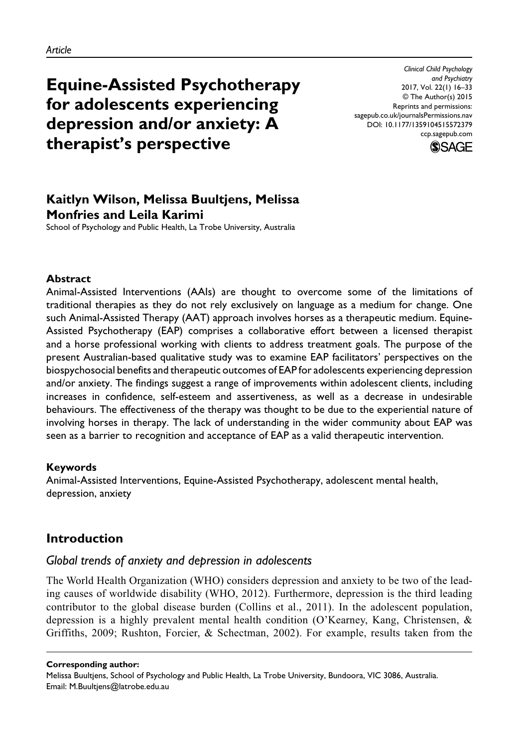*Article*

# Equine-Assisted Psychotherapy for adolescents experiencing depression and/or anxiety: A therapist's perspective

*Clinical Child Psychology and Psychiatry*
2017, Vol. 22(1) 16–33
© The Author(s) 2015
Reprints and permissions: sagepub.co.uk/journalsPermissions.nav
DOI: 10.1177/1359104515572379
ccp.sagepub.com

**Kaitlyn Wilson, Melissa Buultjens, Melissa Monfries and Leila Karimi**

School of Psychology and Public Health, La Trobe University, Australia

### Abstract

Animal-Assisted Interventions (AAIs) are thought to overcome some of the limitations of traditional therapies as they do not rely exclusively on language as a medium for change. One such Animal-Assisted Therapy (AAT) approach involves horses as a therapeutic medium. Equine-Assisted Psychotherapy (EAP) comprises a collaborative effort between a licensed therapist and a horse professional working with clients to address treatment goals. The purpose of the present Australian-based qualitative study was to examine EAP facilitators' perspectives on the biopsychosocial benefits and therapeutic outcomes of EAP for adolescents experiencing depression and/or anxiety. The findings suggest a range of improvements within adolescent clients, including increases in confidence, self-esteem and assertiveness, as well as a decrease in undesirable behaviours. The effectiveness of the therapy was thought to be due to the experiential nature of involving horses in therapy. The lack of understanding in the wider community about EAP was seen as a barrier to recognition and acceptance of EAP as a valid therapeutic intervention.

### Keywords

Animal-Assisted Interventions, Equine-Assisted Psychotherapy, adolescent mental health, depression, anxiety

## Introduction

### *Global trends of anxiety and depression in adolescents*

The World Health Organization (WHO) considers depression and anxiety to be two of the leading causes of worldwide disability (WHO, 2012). Furthermore, depression is the third leading contributor to the global disease burden (Collins et al., 2011). In the adolescent population, depression is a highly prevalent mental health condition (O'Kearney, Kang, Christensen, & Griffiths, 2009; Rushton, Forcier, & Schectman, 2002). For example, results taken from the

**Corresponding author:**
Melissa Buultjens, School of Psychology and Public Health, La Trobe University, Bundoora, VIC 3086, Australia.
Email: M.Buultjens@latrobe.edu.au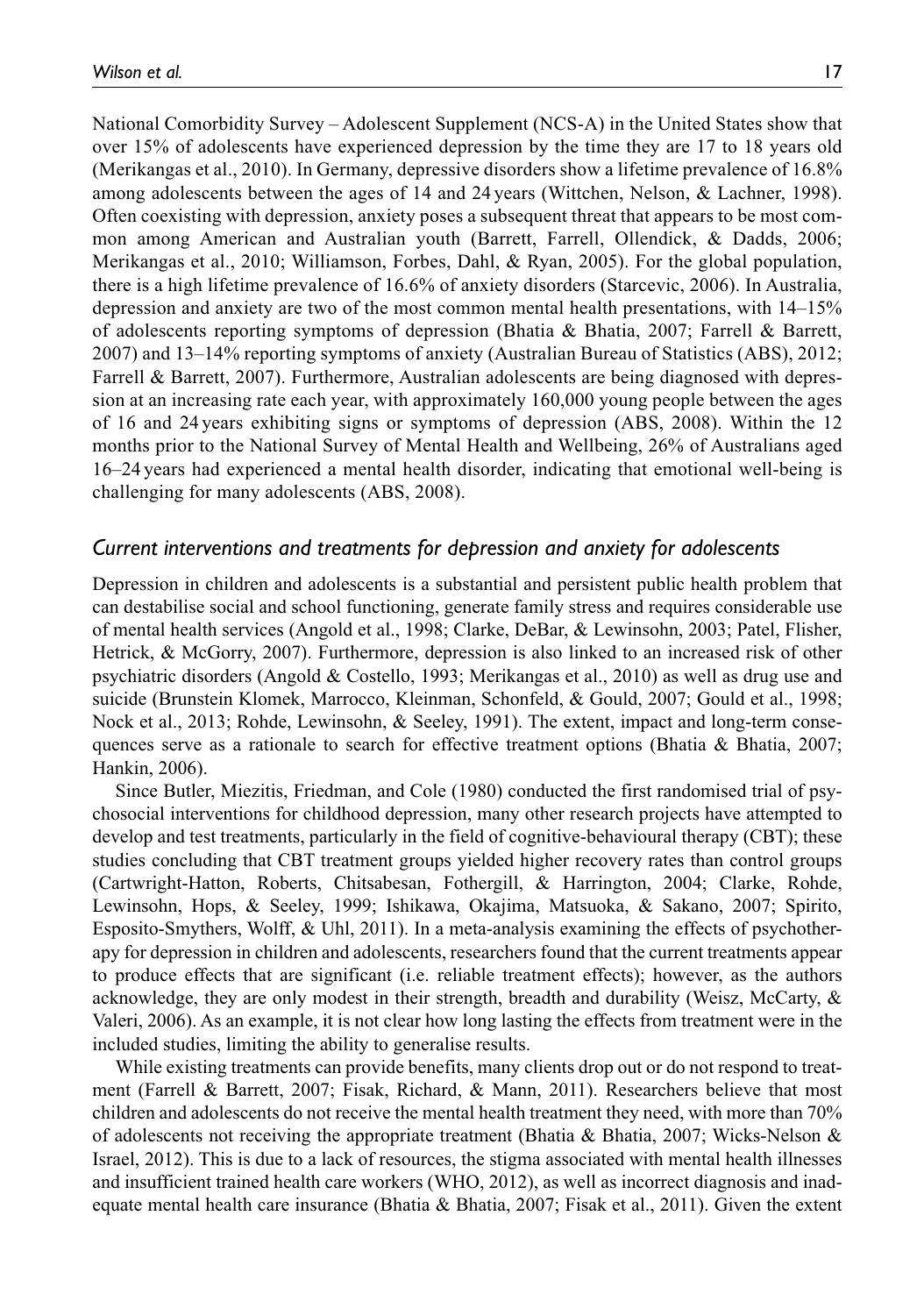National Comorbidity Survey – Adolescent Supplement (NCS-A) in the United States show that over 15% of adolescents have experienced depression by the time they are 17 to 18 years old (Merikangas et al., 2010). In Germany, depressive disorders show a lifetime prevalence of 16.8% among adolescents between the ages of 14 and 24 years (Wittchen, Nelson, & Lachner, 1998). Often coexisting with depression, anxiety poses a subsequent threat that appears to be most common among American and Australian youth (Barrett, Farrell, Ollendick, & Dadds, 2006; Merikangas et al., 2010; Williamson, Forbes, Dahl, & Ryan, 2005). For the global population, there is a high lifetime prevalence of 16.6% of anxiety disorders (Starcevic, 2006). In Australia, depression and anxiety are two of the most common mental health presentations, with 14–15% of adolescents reporting symptoms of depression (Bhatia & Bhatia, 2007; Farrell & Barrett, 2007) and 13–14% reporting symptoms of anxiety (Australian Bureau of Statistics (ABS), 2012; Farrell & Barrett, 2007). Furthermore, Australian adolescents are being diagnosed with depression at an increasing rate each year, with approximately 160,000 young people between the ages of 16 and 24 years exhibiting signs or symptoms of depression (ABS, 2008). Within the 12 months prior to the National Survey of Mental Health and Wellbeing, 26% of Australians aged 16–24 years had experienced a mental health disorder, indicating that emotional well-being is challenging for many adolescents (ABS, 2008).

### *Current interventions and treatments for depression and anxiety for adolescents*

Depression in children and adolescents is a substantial and persistent public health problem that can destabilise social and school functioning, generate family stress and requires considerable use of mental health services (Angold et al., 1998; Clarke, DeBar, & Lewinsohn, 2003; Patel, Flisher, Hetrick, & McGorry, 2007). Furthermore, depression is also linked to an increased risk of other psychiatric disorders (Angold & Costello, 1993; Merikangas et al., 2010) as well as drug use and suicide (Brunstein Klomek, Marrocco, Kleinman, Schonfeld, & Gould, 2007; Gould et al., 1998; Nock et al., 2013; Rohde, Lewinsohn, & Seeley, 1991). The extent, impact and long-term consequences serve as a rationale to search for effective treatment options (Bhatia & Bhatia, 2007; Hankin, 2006).

Since Butler, Miezitis, Friedman, and Cole (1980) conducted the first randomised trial of psychosocial interventions for childhood depression, many other research projects have attempted to develop and test treatments, particularly in the field of cognitive-behavioural therapy (CBT); these studies concluding that CBT treatment groups yielded higher recovery rates than control groups (Cartwright-Hatton, Roberts, Chitsabesan, Fothergill, & Harrington, 2004; Clarke, Rohde, Lewinsohn, Hops, & Seeley, 1999; Ishikawa, Okajima, Matsuoka, & Sakano, 2007; Spirito, Esposito-Smythers, Wolff, & Uhl, 2011). In a meta-analysis examining the effects of psychotherapy for depression in children and adolescents, researchers found that the current treatments appear to produce effects that are significant (i.e. reliable treatment effects); however, as the authors acknowledge, they are only modest in their strength, breadth and durability (Weisz, McCarty, & Valeri, 2006). As an example, it is not clear how long lasting the effects from treatment were in the included studies, limiting the ability to generalise results.

While existing treatments can provide benefits, many clients drop out or do not respond to treatment (Farrell & Barrett, 2007; Fisak, Richard, & Mann, 2011). Researchers believe that most children and adolescents do not receive the mental health treatment they need, with more than 70% of adolescents not receiving the appropriate treatment (Bhatia & Bhatia, 2007; Wicks-Nelson & Israel, 2012). This is due to a lack of resources, the stigma associated with mental health illnesses and insufficient trained health care workers (WHO, 2012), as well as incorrect diagnosis and inadequate mental health care insurance (Bhatia & Bhatia, 2007; Fisak et al., 2011). Given the extent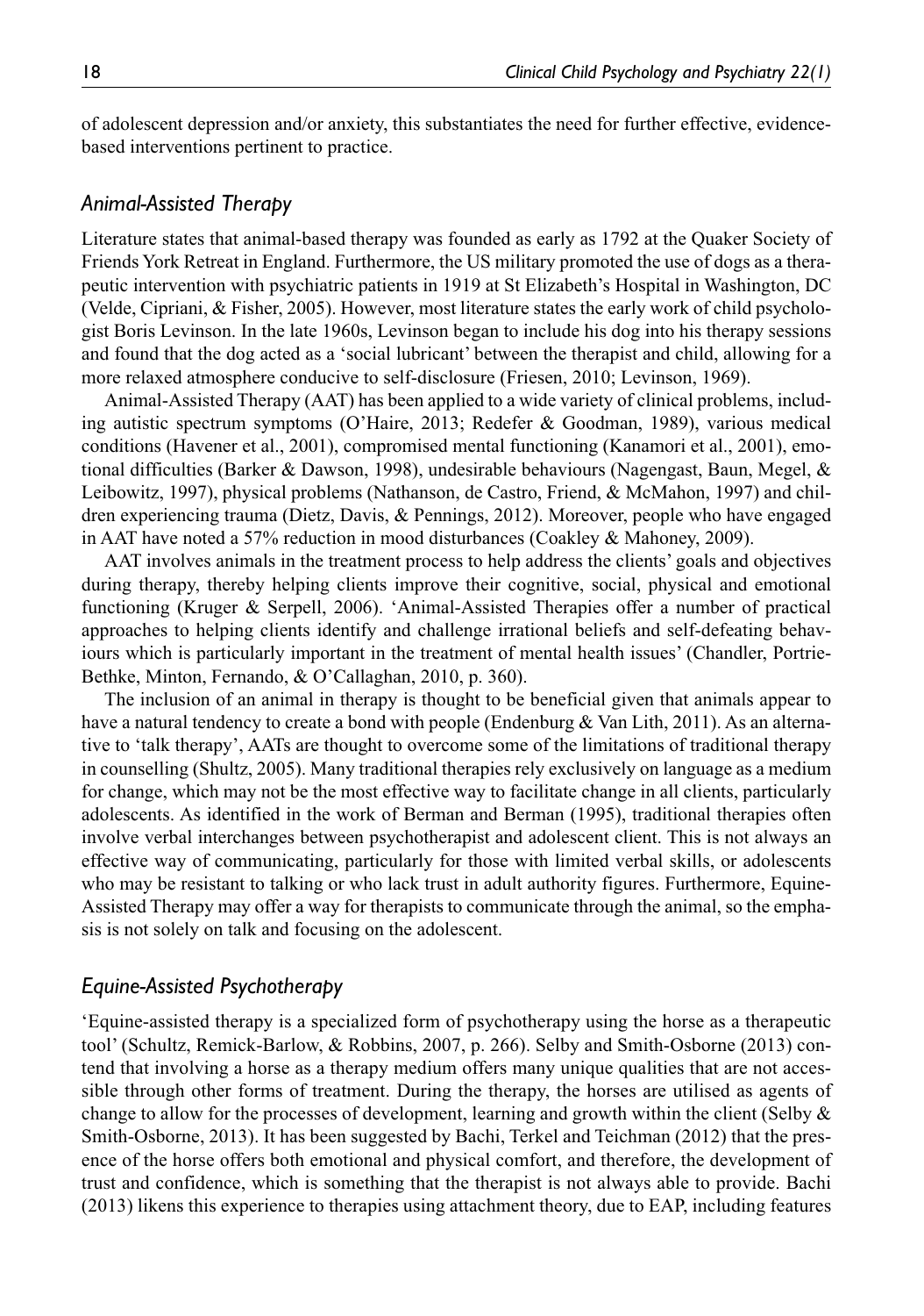of adolescent depression and/or anxiety, this substantiates the need for further effective, evidence-based interventions pertinent to practice.

## *Animal-Assisted Therapy*

Literature states that animal-based therapy was founded as early as 1792 at the Quaker Society of Friends York Retreat in England. Furthermore, the US military promoted the use of dogs as a therapeutic intervention with psychiatric patients in 1919 at St Elizabeth's Hospital in Washington, DC (Velde, Cipriani, & Fisher, 2005). However, most literature states the early work of child psychologist Boris Levinson. In the late 1960s, Levinson began to include his dog into his therapy sessions and found that the dog acted as a 'social lubricant' between the therapist and child, allowing for a more relaxed atmosphere conducive to self-disclosure (Friesen, 2010; Levinson, 1969).

Animal-Assisted Therapy (AAT) has been applied to a wide variety of clinical problems, including autistic spectrum symptoms (O'Haire, 2013; Redefer & Goodman, 1989), various medical conditions (Havener et al., 2001), compromised mental functioning (Kanamori et al., 2001), emotional difficulties (Barker & Dawson, 1998), undesirable behaviours (Nagengast, Baun, Megel, & Leibowitz, 1997), physical problems (Nathanson, de Castro, Friend, & McMahon, 1997) and children experiencing trauma (Dietz, Davis, & Pennings, 2012). Moreover, people who have engaged in AAT have noted a 57% reduction in mood disturbances (Coakley & Mahoney, 2009).

AAT involves animals in the treatment process to help address the clients' goals and objectives during therapy, thereby helping clients improve their cognitive, social, physical and emotional functioning (Kruger & Serpell, 2006). 'Animal-Assisted Therapies offer a number of practical approaches to helping clients identify and challenge irrational beliefs and self-defeating behaviours which is particularly important in the treatment of mental health issues' (Chandler, Portrie-Bethke, Minton, Fernando, & O'Callaghan, 2010, p. 360).

The inclusion of an animal in therapy is thought to be beneficial given that animals appear to have a natural tendency to create a bond with people (Endenburg & Van Lith, 2011). As an alternative to 'talk therapy', AATs are thought to overcome some of the limitations of traditional therapy in counselling (Shultz, 2005). Many traditional therapies rely exclusively on language as a medium for change, which may not be the most effective way to facilitate change in all clients, particularly adolescents. As identified in the work of Berman and Berman (1995), traditional therapies often involve verbal interchanges between psychotherapist and adolescent client. This is not always an effective way of communicating, particularly for those with limited verbal skills, or adolescents who may be resistant to talking or who lack trust in adult authority figures. Furthermore, Equine-Assisted Therapy may offer a way for therapists to communicate through the animal, so the emphasis is not solely on talk and focusing on the adolescent.

## *Equine-Assisted Psychotherapy*

'Equine-assisted therapy is a specialized form of psychotherapy using the horse as a therapeutic tool' (Schultz, Remick-Barlow, & Robbins, 2007, p. 266). Selby and Smith-Osborne (2013) contend that involving a horse as a therapy medium offers many unique qualities that are not accessible through other forms of treatment. During the therapy, the horses are utilised as agents of change to allow for the processes of development, learning and growth within the client (Selby & Smith-Osborne, 2013). It has been suggested by Bachi, Terkel and Teichman (2012) that the presence of the horse offers both emotional and physical comfort, and therefore, the development of trust and confidence, which is something that the therapist is not always able to provide. Bachi (2013) likens this experience to therapies using attachment theory, due to EAP, including features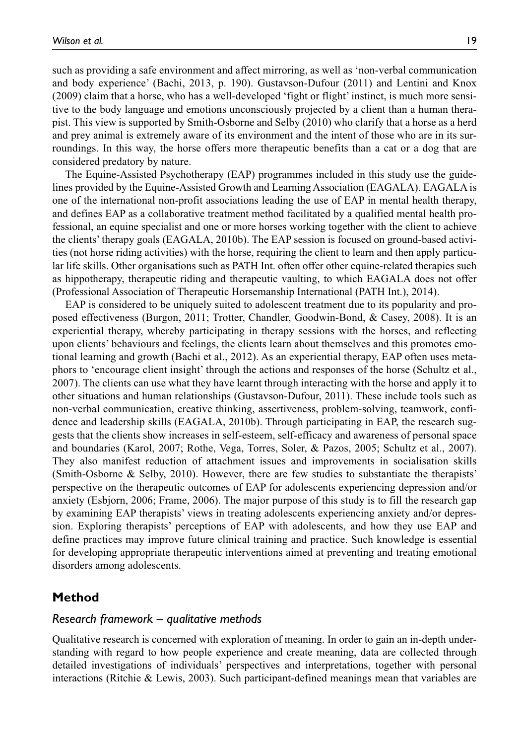such as providing a safe environment and affect mirroring, as well as 'non-verbal communication and body experience' (Bachi, 2013, p. 190). Gustavson-Dufour (2011) and Lentini and Knox (2009) claim that a horse, who has a well-developed 'fight or flight' instinct, is much more sensitive to the body language and emotions unconsciously projected by a client than a human therapist. This view is supported by Smith-Osborne and Selby (2010) who clarify that a horse as a herd and prey animal is extremely aware of its environment and the intent of those who are in its surroundings. In this way, the horse offers more therapeutic benefits than a cat or a dog that are considered predatory by nature.

The Equine-Assisted Psychotherapy (EAP) programmes included in this study use the guidelines provided by the Equine-Assisted Growth and Learning Association (EAGALA). EAGALA is one of the international non-profit associations leading the use of EAP in mental health therapy, and defines EAP as a collaborative treatment method facilitated by a qualified mental health professional, an equine specialist and one or more horses working together with the client to achieve the clients' therapy goals (EAGALA, 2010b). The EAP session is focused on ground-based activities (not horse riding activities) with the horse, requiring the client to learn and then apply particular life skills. Other organisations such as PATH Int. often offer other equine-related therapies such as hippotherapy, therapeutic riding and therapeutic vaulting, to which EAGALA does not offer (Professional Association of Therapeutic Horsemanship International (PATH Int.), 2014).

EAP is considered to be uniquely suited to adolescent treatment due to its popularity and proposed effectiveness (Burgon, 2011; Trotter, Chandler, Goodwin-Bond, & Casey, 2008). It is an experiential therapy, whereby participating in therapy sessions with the horses, and reflecting upon clients' behaviours and feelings, the clients learn about themselves and this promotes emotional learning and growth (Bachi et al., 2012). As an experiential therapy, EAP often uses metaphors to 'encourage client insight' through the actions and responses of the horse (Schultz et al., 2007). The clients can use what they have learnt through interacting with the horse and apply it to other situations and human relationships (Gustavson-Dufour, 2011). These include tools such as non-verbal communication, creative thinking, assertiveness, problem-solving, teamwork, confidence and leadership skills (EAGALA, 2010b). Through participating in EAP, the research suggests that the clients show increases in self-esteem, self-efficacy and awareness of personal space and boundaries (Karol, 2007; Rothe, Vega, Torres, Soler, & Pazos, 2005; Schultz et al., 2007). They also manifest reduction of attachment issues and improvements in socialisation skills (Smith-Osborne & Selby, 2010). However, there are few studies to substantiate the therapists' perspective on the therapeutic outcomes of EAP for adolescents experiencing depression and/or anxiety (Esbjorn, 2006; Frame, 2006). The major purpose of this study is to fill the research gap by examining EAP therapists' views in treating adolescents experiencing anxiety and/or depression. Exploring therapists' perceptions of EAP with adolescents, and how they use EAP and define practices may improve future clinical training and practice. Such knowledge is essential for developing appropriate therapeutic interventions aimed at preventing and treating emotional disorders among adolescents.

## Method

### *Research framework – qualitative methods*

Qualitative research is concerned with exploration of meaning. In order to gain an in-depth understanding with regard to how people experience and create meaning, data are collected through detailed investigations of individuals' perspectives and interpretations, together with personal interactions (Ritchie & Lewis, 2003). Such participant-defined meanings mean that variables are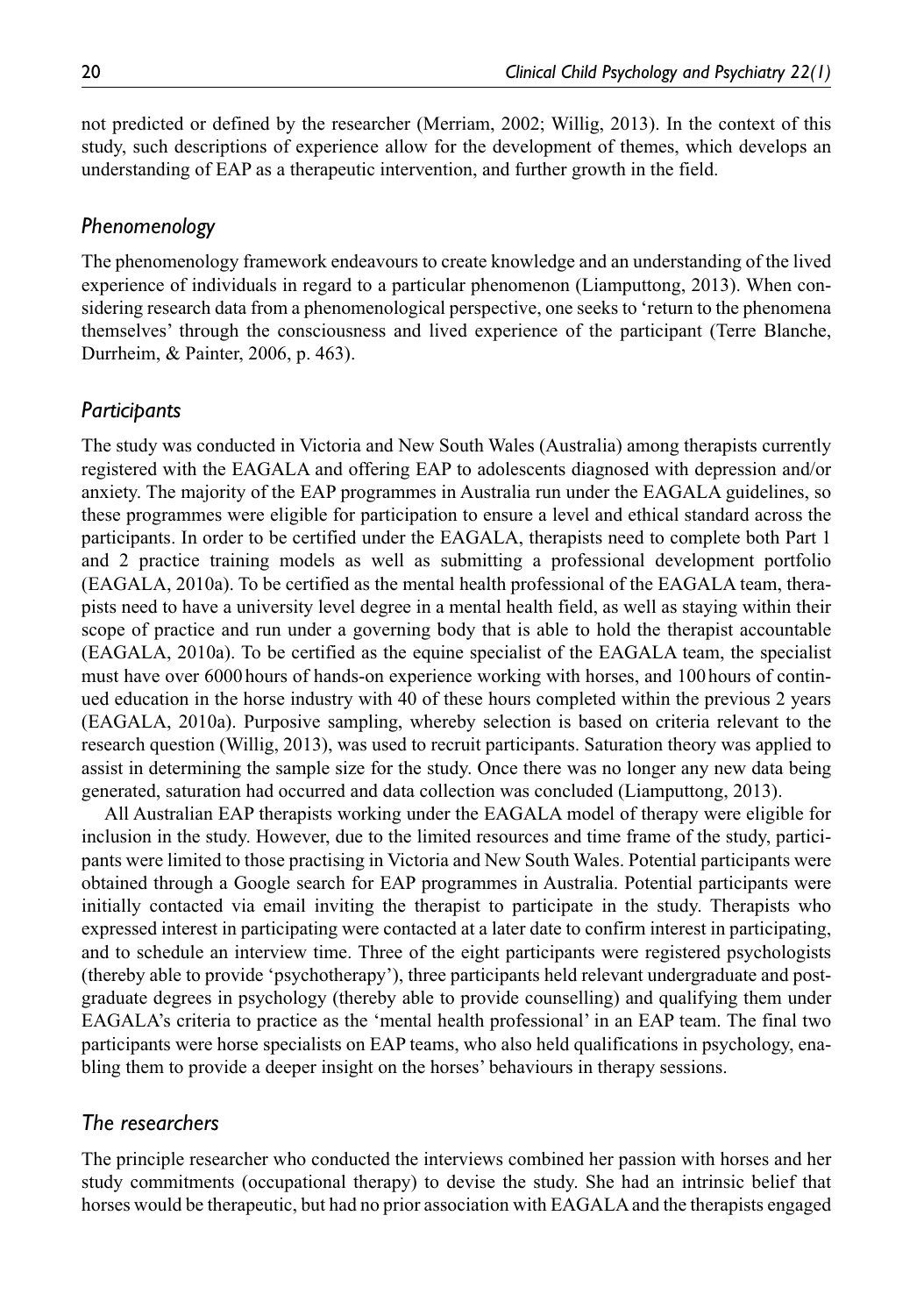not predicted or defined by the researcher (Merriam, 2002; Willig, 2013). In the context of this study, such descriptions of experience allow for the development of themes, which develops an understanding of EAP as a therapeutic intervention, and further growth in the field.

## *Phenomenology*

The phenomenology framework endeavours to create knowledge and an understanding of the lived experience of individuals in regard to a particular phenomenon (Liamputtong, 2013). When considering research data from a phenomenological perspective, one seeks to 'return to the phenomena themselves' through the consciousness and lived experience of the participant (Terre Blanche, Durrheim, & Painter, 2006, p. 463).

## *Participants*

The study was conducted in Victoria and New South Wales (Australia) among therapists currently registered with the EAGALA and offering EAP to adolescents diagnosed with depression and/or anxiety. The majority of the EAP programmes in Australia run under the EAGALA guidelines, so these programmes were eligible for participation to ensure a level and ethical standard across the participants. In order to be certified under the EAGALA, therapists need to complete both Part 1 and 2 practice training models as well as submitting a professional development portfolio (EAGALA, 2010a). To be certified as the mental health professional of the EAGALA team, therapists need to have a university level degree in a mental health field, as well as staying within their scope of practice and run under a governing body that is able to hold the therapist accountable (EAGALA, 2010a). To be certified as the equine specialist of the EAGALA team, the specialist must have over 6000 hours of hands-on experience working with horses, and 100 hours of continued education in the horse industry with 40 of these hours completed within the previous 2 years (EAGALA, 2010a). Purposive sampling, whereby selection is based on criteria relevant to the research question (Willig, 2013), was used to recruit participants. Saturation theory was applied to assist in determining the sample size for the study. Once there was no longer any new data being generated, saturation had occurred and data collection was concluded (Liamputtong, 2013).

All Australian EAP therapists working under the EAGALA model of therapy were eligible for inclusion in the study. However, due to the limited resources and time frame of the study, participants were limited to those practising in Victoria and New South Wales. Potential participants were obtained through a Google search for EAP programmes in Australia. Potential participants were initially contacted via email inviting the therapist to participate in the study. Therapists who expressed interest in participating were contacted at a later date to confirm interest in participating, and to schedule an interview time. Three of the eight participants were registered psychologists (thereby able to provide 'psychotherapy'), three participants held relevant undergraduate and postgraduate degrees in psychology (thereby able to provide counselling) and qualifying them under EAGALA's criteria to practice as the 'mental health professional' in an EAP team. The final two participants were horse specialists on EAP teams, who also held qualifications in psychology, enabling them to provide a deeper insight on the horses' behaviours in therapy sessions.

## *The researchers*

The principle researcher who conducted the interviews combined her passion with horses and her study commitments (occupational therapy) to devise the study. She had an intrinsic belief that horses would be therapeutic, but had no prior association with EAGALA and the therapists engaged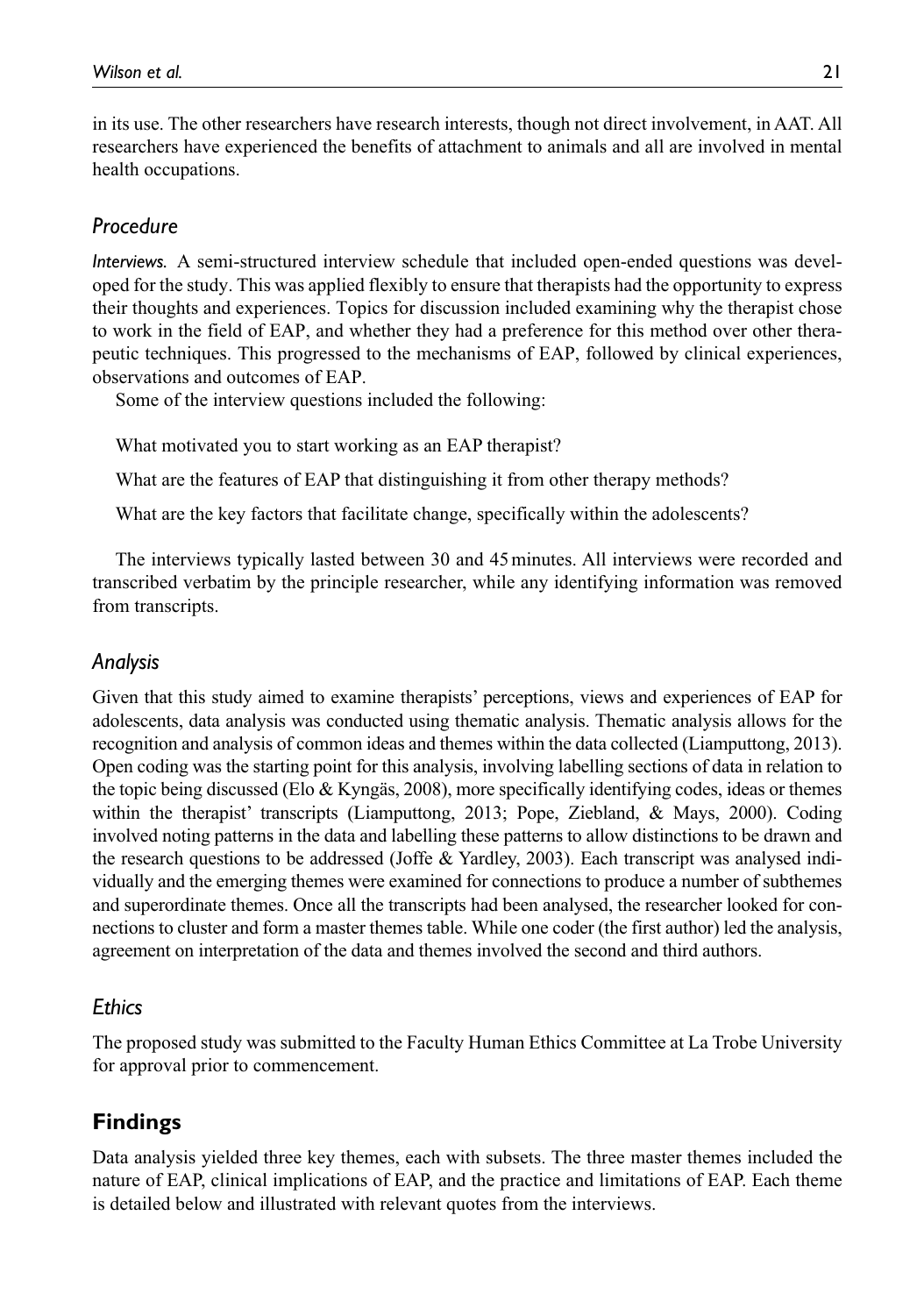in its use. The other researchers have research interests, though not direct involvement, in AAT. All researchers have experienced the benefits of attachment to animals and all are involved in mental health occupations.

### *Procedure*

*Interviews.* A semi-structured interview schedule that included open-ended questions was developed for the study. This was applied flexibly to ensure that therapists had the opportunity to express their thoughts and experiences. Topics for discussion included examining why the therapist chose to work in the field of EAP, and whether they had a preference for this method over other therapeutic techniques. This progressed to the mechanisms of EAP, followed by clinical experiences, observations and outcomes of EAP.

Some of the interview questions included the following:

What motivated you to start working as an EAP therapist?

What are the features of EAP that distinguishing it from other therapy methods?

What are the key factors that facilitate change, specifically within the adolescents?

The interviews typically lasted between 30 and 45 minutes. All interviews were recorded and transcribed verbatim by the principle researcher, while any identifying information was removed from transcripts.

### *Analysis*

Given that this study aimed to examine therapists' perceptions, views and experiences of EAP for adolescents, data analysis was conducted using thematic analysis. Thematic analysis allows for the recognition and analysis of common ideas and themes within the data collected (Liamputtong, 2013). Open coding was the starting point for this analysis, involving labelling sections of data in relation to the topic being discussed (Elo & Kyngäs, 2008), more specifically identifying codes, ideas or themes within the therapist' transcripts (Liamputtong, 2013; Pope, Ziebland, & Mays, 2000). Coding involved noting patterns in the data and labelling these patterns to allow distinctions to be drawn and the research questions to be addressed (Joffe & Yardley, 2003). Each transcript was analysed individually and the emerging themes were examined for connections to produce a number of subthemes and superordinate themes. Once all the transcripts had been analysed, the researcher looked for connections to cluster and form a master themes table. While one coder (the first author) led the analysis, agreement on interpretation of the data and themes involved the second and third authors.

### *Ethics*

The proposed study was submitted to the Faculty Human Ethics Committee at La Trobe University for approval prior to commencement.

## Findings

Data analysis yielded three key themes, each with subsets. The three master themes included the nature of EAP, clinical implications of EAP, and the practice and limitations of EAP. Each theme is detailed below and illustrated with relevant quotes from the interviews.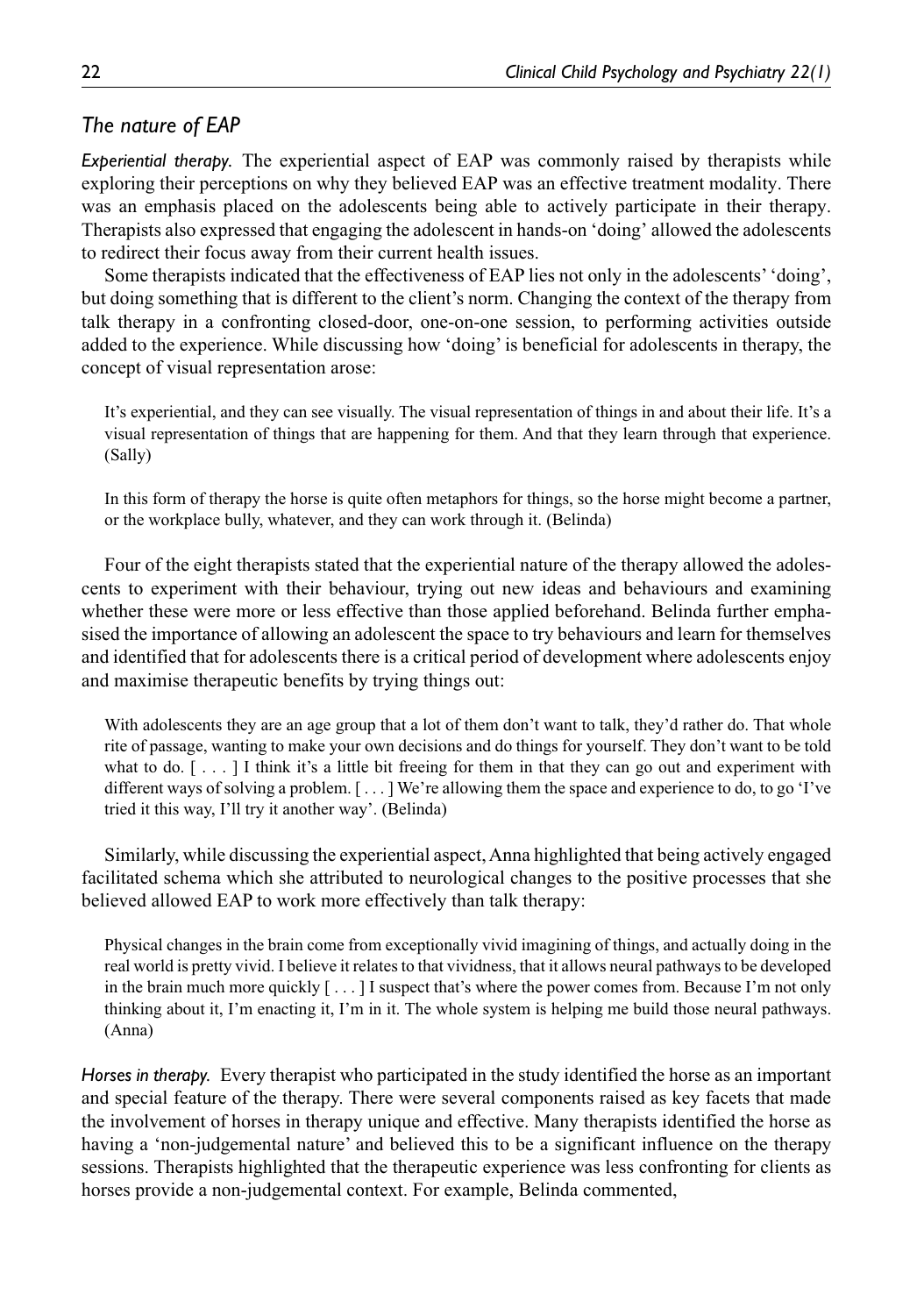## *The nature of EAP*

***Experiential therapy.*** The experiential aspect of EAP was commonly raised by therapists while exploring their perceptions on why they believed EAP was an effective treatment modality. There was an emphasis placed on the adolescents being able to actively participate in their therapy. Therapists also expressed that engaging the adolescent in hands-on 'doing' allowed the adolescents to redirect their focus away from their current health issues.

Some therapists indicated that the effectiveness of EAP lies not only in the adolescents' 'doing', but doing something that is different to the client's norm. Changing the context of the therapy from talk therapy in a confronting closed-door, one-on-one session, to performing activities outside added to the experience. While discussing how 'doing' is beneficial for adolescents in therapy, the concept of visual representation arose:

> It's experiential, and they can see visually. The visual representation of things in and about their life. It's a visual representation of things that are happening for them. And that they learn through that experience. (Sally)

> In this form of therapy the horse is quite often metaphors for things, so the horse might become a partner, or the workplace bully, whatever, and they can work through it. (Belinda)

Four of the eight therapists stated that the experiential nature of the therapy allowed the adolescents to experiment with their behaviour, trying out new ideas and behaviours and examining whether these were more or less effective than those applied beforehand. Belinda further emphasised the importance of allowing an adolescent the space to try behaviours and learn for themselves and identified that for adolescents there is a critical period of development where adolescents enjoy and maximise therapeutic benefits by trying things out:

> With adolescents they are an age group that a lot of them don't want to talk, they'd rather do. That whole rite of passage, wanting to make your own decisions and do things for yourself. They don't want to be told what to do. [ . . . ] I think it's a little bit freeing for them in that they can go out and experiment with different ways of solving a problem. [ . . . ] We're allowing them the space and experience to do, to go 'I've tried it this way, I'll try it another way'. (Belinda)

Similarly, while discussing the experiential aspect, Anna highlighted that being actively engaged facilitated schema which she attributed to neurological changes to the positive processes that she believed allowed EAP to work more effectively than talk therapy:

> Physical changes in the brain come from exceptionally vivid imagining of things, and actually doing in the real world is pretty vivid. I believe it relates to that vividness, that it allows neural pathways to be developed in the brain much more quickly [ . . . ] I suspect that's where the power comes from. Because I'm not only thinking about it, I'm enacting it, I'm in it. The whole system is helping me build those neural pathways. (Anna)

***Horses in therapy.*** Every therapist who participated in the study identified the horse as an important and special feature of the therapy. There were several components raised as key facets that made the involvement of horses in therapy unique and effective. Many therapists identified the horse as having a 'non-judgemental nature' and believed this to be a significant influence on the therapy sessions. Therapists highlighted that the therapeutic experience was less confronting for clients as horses provide a non-judgemental context. For example, Belinda commented,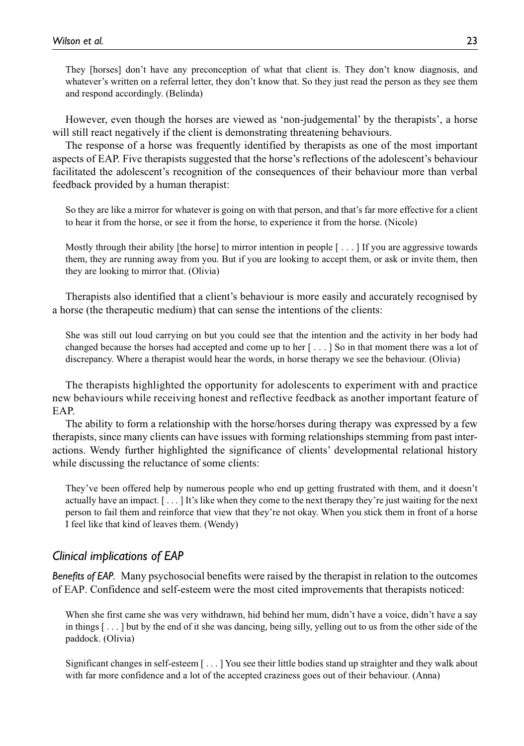> They [horses] don't have any preconception of what that client is. They don't know diagnosis, and whatever's written on a referral letter, they don't know that. So they just read the person as they see them and respond accordingly. (Belinda)

However, even though the horses are viewed as 'non-judgemental' by the therapists', a horse will still react negatively if the client is demonstrating threatening behaviours.

The response of a horse was frequently identified by therapists as one of the most important aspects of EAP. Five therapists suggested that the horse's reflections of the adolescent's behaviour facilitated the adolescent's recognition of the consequences of their behaviour more than verbal feedback provided by a human therapist:

> So they are like a mirror for whatever is going on with that person, and that's far more effective for a client to hear it from the horse, or see it from the horse, to experience it from the horse. (Nicole)

> Mostly through their ability [the horse] to mirror intention in people [ . . . ] If you are aggressive towards them, they are running away from you. But if you are looking to accept them, or ask or invite them, then they are looking to mirror that. (Olivia)

Therapists also identified that a client's behaviour is more easily and accurately recognised by a horse (the therapeutic medium) that can sense the intentions of the clients:

> She was still out loud carrying on but you could see that the intention and the activity in her body had changed because the horses had accepted and come up to her [ . . . ] So in that moment there was a lot of discrepancy. Where a therapist would hear the words, in horse therapy we see the behaviour. (Olivia)

The therapists highlighted the opportunity for adolescents to experiment with and practice new behaviours while receiving honest and reflective feedback as another important feature of EAP.

The ability to form a relationship with the horse/horses during therapy was expressed by a few therapists, since many clients can have issues with forming relationships stemming from past interactions. Wendy further highlighted the significance of clients' developmental relational history while discussing the reluctance of some clients:

> They've been offered help by numerous people who end up getting frustrated with them, and it doesn't actually have an impact. [ . . . ] It's like when they come to the next therapy they're just waiting for the next person to fail them and reinforce that view that they're not okay. When you stick them in front of a horse I feel like that kind of leaves them. (Wendy)

### *Clinical implications of EAP*

***Benefits of EAP.*** Many psychosocial benefits were raised by the therapist in relation to the outcomes of EAP. Confidence and self-esteem were the most cited improvements that therapists noticed:

> When she first came she was very withdrawn, hid behind her mum, didn't have a voice, didn't have a say in things [ . . . ] but by the end of it she was dancing, being silly, yelling out to us from the other side of the paddock. (Olivia)

> Significant changes in self-esteem [ . . . ] You see their little bodies stand up straighter and they walk about with far more confidence and a lot of the accepted craziness goes out of their behaviour. (Anna)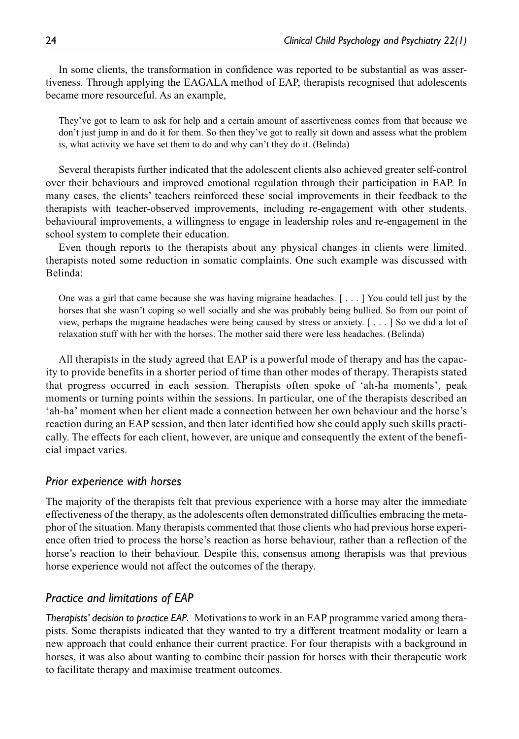In some clients, the transformation in confidence was reported to be substantial as was assertiveness. Through applying the EAGALA method of EAP, therapists recognised that adolescents became more resourceful. As an example,

> They've got to learn to ask for help and a certain amount of assertiveness comes from that because we don't just jump in and do it for them. So then they've got to really sit down and assess what the problem is, what activity we have set them to do and why can't they do it. (Belinda)

Several therapists further indicated that the adolescent clients also achieved greater self-control over their behaviours and improved emotional regulation through their participation in EAP. In many cases, the clients' teachers reinforced these social improvements in their feedback to the therapists with teacher-observed improvements, including re-engagement with other students, behavioural improvements, a willingness to engage in leadership roles and re-engagement in the school system to complete their education.

Even though reports to the therapists about any physical changes in clients were limited, therapists noted some reduction in somatic complaints. One such example was discussed with Belinda:

> One was a girl that came because she was having migraine headaches. [ . . . ] You could tell just by the horses that she wasn't coping so well socially and she was probably being bullied. So from our point of view, perhaps the migraine headaches were being caused by stress or anxiety. [ . . . ] So we did a lot of relaxation stuff with her with the horses. The mother said there were less headaches. (Belinda)

All therapists in the study agreed that EAP is a powerful mode of therapy and has the capacity to provide benefits in a shorter period of time than other modes of therapy. Therapists stated that progress occurred in each session. Therapists often spoke of 'ah-ha moments', peak moments or turning points within the sessions. In particular, one of the therapists described an 'ah-ha' moment when her client made a connection between her own behaviour and the horse's reaction during an EAP session, and then later identified how she could apply such skills practically. The effects for each client, however, are unique and consequently the extent of the beneficial impact varies.

## *Prior experience with horses*

The majority of the therapists felt that previous experience with a horse may alter the immediate effectiveness of the therapy, as the adolescents often demonstrated difficulties embracing the metaphor of the situation. Many therapists commented that those clients who had previous horse experience often tried to process the horse's reaction as horse behaviour, rather than a reflection of the horse's reaction to their behaviour. Despite this, consensus among therapists was that previous horse experience would not affect the outcomes of the therapy.

## *Practice and limitations of EAP*

***Therapists' decision to practice EAP.*** Motivations to work in an EAP programme varied among therapists. Some therapists indicated that they wanted to try a different treatment modality or learn a new approach that could enhance their current practice. For four therapists with a background in horses, it was also about wanting to combine their passion for horses with their therapeutic work to facilitate therapy and maximise treatment outcomes.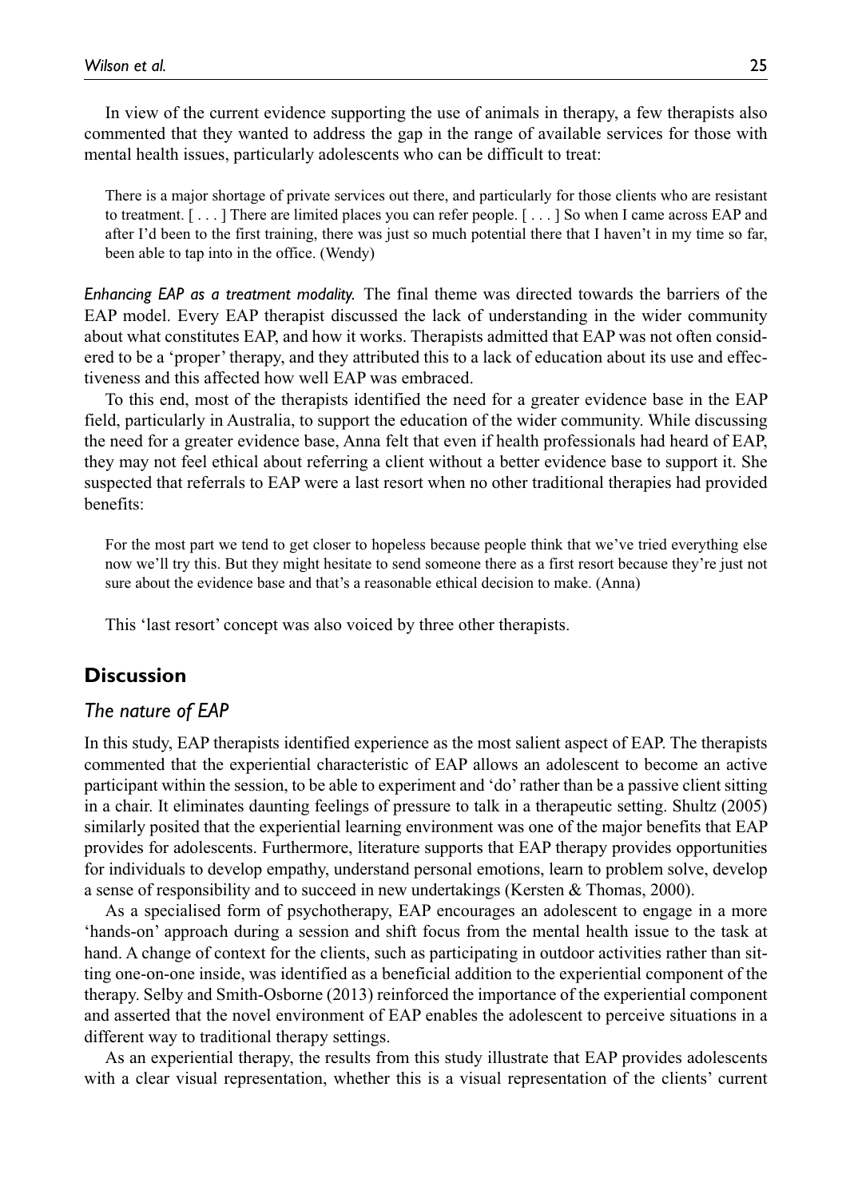In view of the current evidence supporting the use of animals in therapy, a few therapists also commented that they wanted to address the gap in the range of available services for those with mental health issues, particularly adolescents who can be difficult to treat:

> There is a major shortage of private services out there, and particularly for those clients who are resistant to treatment. [ . . . ] There are limited places you can refer people. [ . . . ] So when I came across EAP and after I'd been to the first training, there was just so much potential there that I haven't in my time so far, been able to tap into in the office. (Wendy)

*Enhancing EAP as a treatment modality.* The final theme was directed towards the barriers of the EAP model. Every EAP therapist discussed the lack of understanding in the wider community about what constitutes EAP, and how it works. Therapists admitted that EAP was not often considered to be a 'proper' therapy, and they attributed this to a lack of education about its use and effectiveness and this affected how well EAP was embraced.

To this end, most of the therapists identified the need for a greater evidence base in the EAP field, particularly in Australia, to support the education of the wider community. While discussing the need for a greater evidence base, Anna felt that even if health professionals had heard of EAP, they may not feel ethical about referring a client without a better evidence base to support it. She suspected that referrals to EAP were a last resort when no other traditional therapies had provided benefits:

> For the most part we tend to get closer to hopeless because people think that we've tried everything else now we'll try this. But they might hesitate to send someone there as a first resort because they're just not sure about the evidence base and that's a reasonable ethical decision to make. (Anna)

This 'last resort' concept was also voiced by three other therapists.

## Discussion

### The nature of EAP

In this study, EAP therapists identified experience as the most salient aspect of EAP. The therapists commented that the experiential characteristic of EAP allows an adolescent to become an active participant within the session, to be able to experiment and 'do' rather than be a passive client sitting in a chair. It eliminates daunting feelings of pressure to talk in a therapeutic setting. Shultz (2005) similarly posited that the experiential learning environment was one of the major benefits that EAP provides for adolescents. Furthermore, literature supports that EAP therapy provides opportunities for individuals to develop empathy, understand personal emotions, learn to problem solve, develop a sense of responsibility and to succeed in new undertakings (Kersten & Thomas, 2000).

As a specialised form of psychotherapy, EAP encourages an adolescent to engage in a more 'hands-on' approach during a session and shift focus from the mental health issue to the task at hand. A change of context for the clients, such as participating in outdoor activities rather than sitting one-on-one inside, was identified as a beneficial addition to the experiential component of the therapy. Selby and Smith-Osborne (2013) reinforced the importance of the experiential component and asserted that the novel environment of EAP enables the adolescent to perceive situations in a different way to traditional therapy settings.

As an experiential therapy, the results from this study illustrate that EAP provides adolescents with a clear visual representation, whether this is a visual representation of the clients' current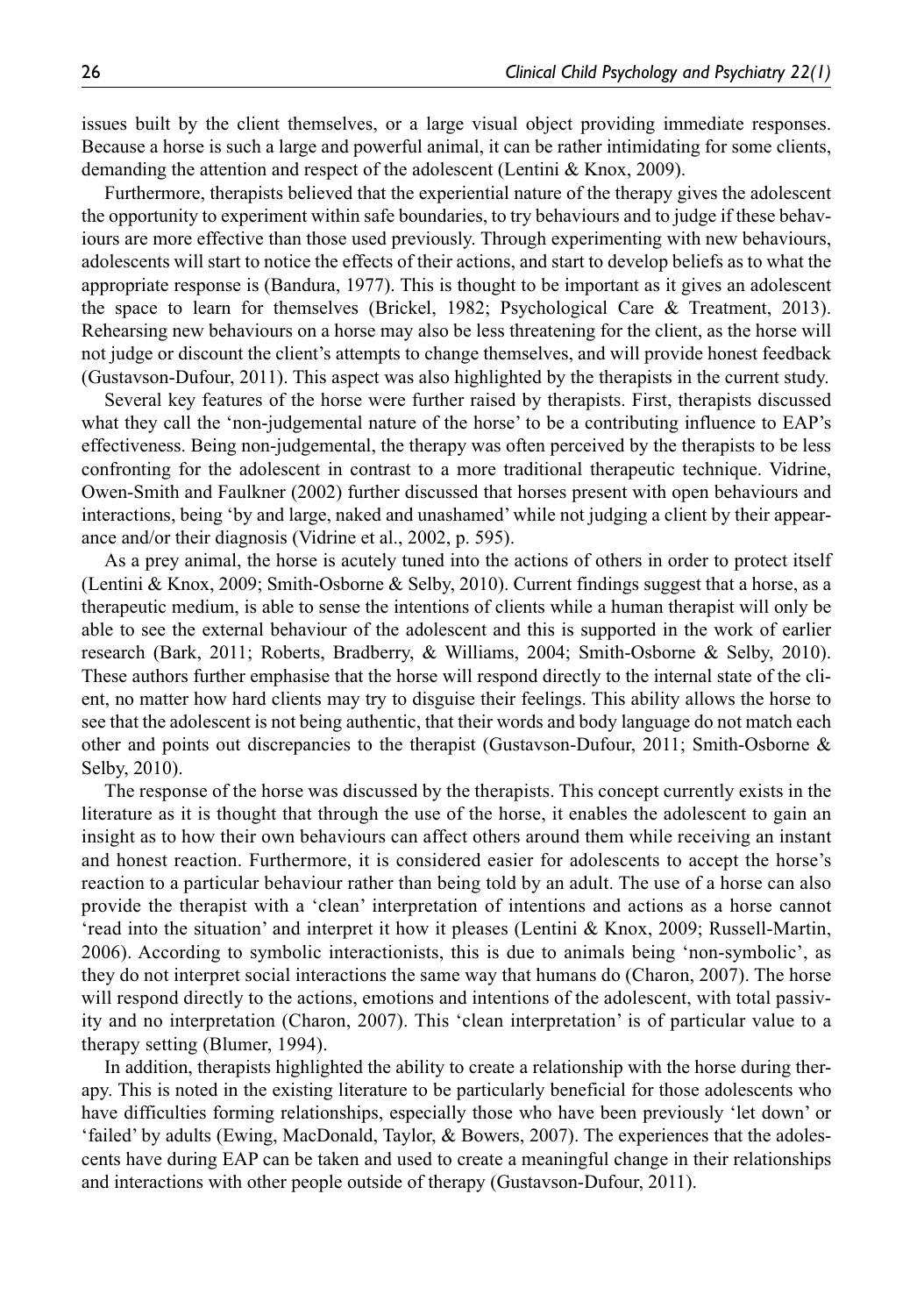issues built by the client themselves, or a large visual object providing immediate responses. Because a horse is such a large and powerful animal, it can be rather intimidating for some clients, demanding the attention and respect of the adolescent (Lentini & Knox, 2009).

Furthermore, therapists believed that the experiential nature of the therapy gives the adolescent the opportunity to experiment within safe boundaries, to try behaviours and to judge if these behaviours are more effective than those used previously. Through experimenting with new behaviours, adolescents will start to notice the effects of their actions, and start to develop beliefs as to what the appropriate response is (Bandura, 1977). This is thought to be important as it gives an adolescent the space to learn for themselves (Brickel, 1982; Psychological Care & Treatment, 2013). Rehearsing new behaviours on a horse may also be less threatening for the client, as the horse will not judge or discount the client's attempts to change themselves, and will provide honest feedback (Gustavson-Dufour, 2011). This aspect was also highlighted by the therapists in the current study.

Several key features of the horse were further raised by therapists. First, therapists discussed what they call the 'non-judgemental nature of the horse' to be a contributing influence to EAP's effectiveness. Being non-judgemental, the therapy was often perceived by the therapists to be less confronting for the adolescent in contrast to a more traditional therapeutic technique. Vidrine, Owen-Smith and Faulkner (2002) further discussed that horses present with open behaviours and interactions, being 'by and large, naked and unashamed' while not judging a client by their appearance and/or their diagnosis (Vidrine et al., 2002, p. 595).

As a prey animal, the horse is acutely tuned into the actions of others in order to protect itself (Lentini & Knox, 2009; Smith-Osborne & Selby, 2010). Current findings suggest that a horse, as a therapeutic medium, is able to sense the intentions of clients while a human therapist will only be able to see the external behaviour of the adolescent and this is supported in the work of earlier research (Bark, 2011; Roberts, Bradberry, & Williams, 2004; Smith-Osborne & Selby, 2010). These authors further emphasise that the horse will respond directly to the internal state of the client, no matter how hard clients may try to disguise their feelings. This ability allows the horse to see that the adolescent is not being authentic, that their words and body language do not match each other and points out discrepancies to the therapist (Gustavson-Dufour, 2011; Smith-Osborne & Selby, 2010).

The response of the horse was discussed by the therapists. This concept currently exists in the literature as it is thought that through the use of the horse, it enables the adolescent to gain an insight as to how their own behaviours can affect others around them while receiving an instant and honest reaction. Furthermore, it is considered easier for adolescents to accept the horse's reaction to a particular behaviour rather than being told by an adult. The use of a horse can also provide the therapist with a 'clean' interpretation of intentions and actions as a horse cannot 'read into the situation' and interpret it how it pleases (Lentini & Knox, 2009; Russell-Martin, 2006). According to symbolic interactionists, this is due to animals being 'non-symbolic', as they do not interpret social interactions the same way that humans do (Charon, 2007). The horse will respond directly to the actions, emotions and intentions of the adolescent, with total passivity and no interpretation (Charon, 2007). This 'clean interpretation' is of particular value to a therapy setting (Blumer, 1994).

In addition, therapists highlighted the ability to create a relationship with the horse during therapy. This is noted in the existing literature to be particularly beneficial for those adolescents who have difficulties forming relationships, especially those who have been previously 'let down' or 'failed' by adults (Ewing, MacDonald, Taylor, & Bowers, 2007). The experiences that the adolescents have during EAP can be taken and used to create a meaningful change in their relationships and interactions with other people outside of therapy (Gustavson-Dufour, 2011).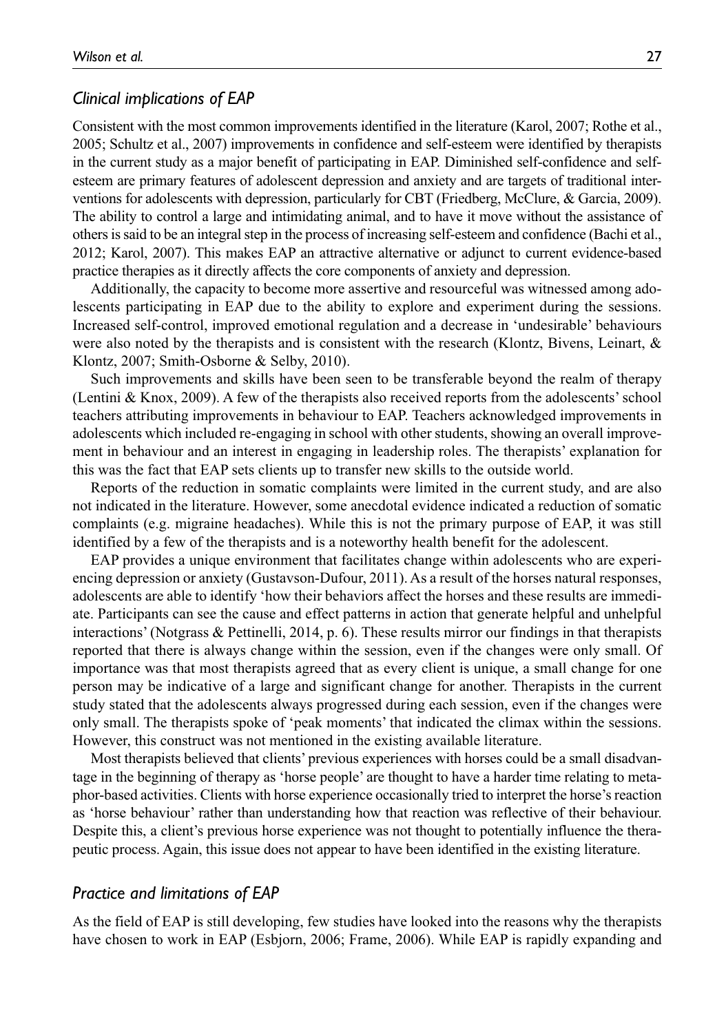### *Clinical implications of EAP*

Consistent with the most common improvements identified in the literature (Karol, 2007; Rothe et al., 2005; Schultz et al., 2007) improvements in confidence and self-esteem were identified by therapists in the current study as a major benefit of participating in EAP. Diminished self-confidence and self-esteem are primary features of adolescent depression and anxiety and are targets of traditional interventions for adolescents with depression, particularly for CBT (Friedberg, McClure, & Garcia, 2009). The ability to control a large and intimidating animal, and to have it move without the assistance of others is said to be an integral step in the process of increasing self-esteem and confidence (Bachi et al., 2012; Karol, 2007). This makes EAP an attractive alternative or adjunct to current evidence-based practice therapies as it directly affects the core components of anxiety and depression.

Additionally, the capacity to become more assertive and resourceful was witnessed among adolescents participating in EAP due to the ability to explore and experiment during the sessions. Increased self-control, improved emotional regulation and a decrease in 'undesirable' behaviours were also noted by the therapists and is consistent with the research (Klontz, Bivens, Leinart, & Klontz, 2007; Smith-Osborne & Selby, 2010).

Such improvements and skills have been seen to be transferable beyond the realm of therapy (Lentini & Knox, 2009). A few of the therapists also received reports from the adolescents' school teachers attributing improvements in behaviour to EAP. Teachers acknowledged improvements in adolescents which included re-engaging in school with other students, showing an overall improvement in behaviour and an interest in engaging in leadership roles. The therapists' explanation for this was the fact that EAP sets clients up to transfer new skills to the outside world.

Reports of the reduction in somatic complaints were limited in the current study, and are also not indicated in the literature. However, some anecdotal evidence indicated a reduction of somatic complaints (e.g. migraine headaches). While this is not the primary purpose of EAP, it was still identified by a few of the therapists and is a noteworthy health benefit for the adolescent.

EAP provides a unique environment that facilitates change within adolescents who are experiencing depression or anxiety (Gustavson-Dufour, 2011). As a result of the horses natural responses, adolescents are able to identify 'how their behaviors affect the horses and these results are immediate. Participants can see the cause and effect patterns in action that generate helpful and unhelpful interactions' (Notgrass & Pettinelli, 2014, p. 6). These results mirror our findings in that therapists reported that there is always change within the session, even if the changes were only small. Of importance was that most therapists agreed that as every client is unique, a small change for one person may be indicative of a large and significant change for another. Therapists in the current study stated that the adolescents always progressed during each session, even if the changes were only small. The therapists spoke of 'peak moments' that indicated the climax within the sessions. However, this construct was not mentioned in the existing available literature.

Most therapists believed that clients' previous experiences with horses could be a small disadvantage in the beginning of therapy as 'horse people' are thought to have a harder time relating to metaphor-based activities. Clients with horse experience occasionally tried to interpret the horse's reaction as 'horse behaviour' rather than understanding how that reaction was reflective of their behaviour. Despite this, a client's previous horse experience was not thought to potentially influence the therapeutic process. Again, this issue does not appear to have been identified in the existing literature.

### *Practice and limitations of EAP*

As the field of EAP is still developing, few studies have looked into the reasons why the therapists have chosen to work in EAP (Esbjorn, 2006; Frame, 2006). While EAP is rapidly expanding and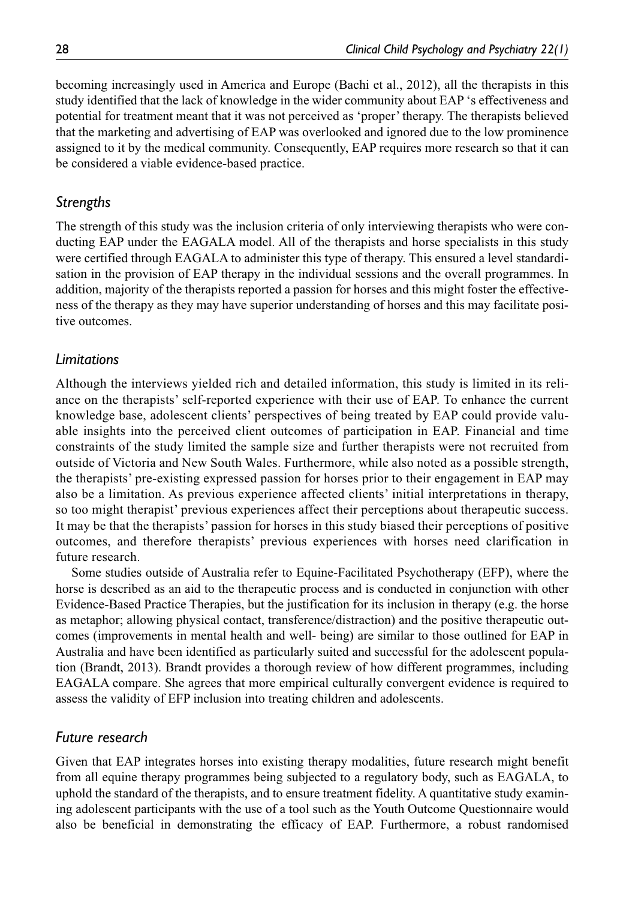becoming increasingly used in America and Europe (Bachi et al., 2012), all the therapists in this study identified that the lack of knowledge in the wider community about EAP 's effectiveness and potential for treatment meant that it was not perceived as 'proper' therapy. The therapists believed that the marketing and advertising of EAP was overlooked and ignored due to the low prominence assigned to it by the medical community. Consequently, EAP requires more research so that it can be considered a viable evidence-based practice.

## *Strengths*

The strength of this study was the inclusion criteria of only interviewing therapists who were conducting EAP under the EAGALA model. All of the therapists and horse specialists in this study were certified through EAGALA to administer this type of therapy. This ensured a level standardisation in the provision of EAP therapy in the individual sessions and the overall programmes. In addition, majority of the therapists reported a passion for horses and this might foster the effectiveness of the therapy as they may have superior understanding of horses and this may facilitate positive outcomes.

## *Limitations*

Although the interviews yielded rich and detailed information, this study is limited in its reliance on the therapists' self-reported experience with their use of EAP. To enhance the current knowledge base, adolescent clients' perspectives of being treated by EAP could provide valuable insights into the perceived client outcomes of participation in EAP. Financial and time constraints of the study limited the sample size and further therapists were not recruited from outside of Victoria and New South Wales. Furthermore, while also noted as a possible strength, the therapists' pre-existing expressed passion for horses prior to their engagement in EAP may also be a limitation. As previous experience affected clients' initial interpretations in therapy, so too might therapist' previous experiences affect their perceptions about therapeutic success. It may be that the therapists' passion for horses in this study biased their perceptions of positive outcomes, and therefore therapists' previous experiences with horses need clarification in future research.

Some studies outside of Australia refer to Equine-Facilitated Psychotherapy (EFP), where the horse is described as an aid to the therapeutic process and is conducted in conjunction with other Evidence-Based Practice Therapies, but the justification for its inclusion in therapy (e.g. the horse as metaphor; allowing physical contact, transference/distraction) and the positive therapeutic outcomes (improvements in mental health and well- being) are similar to those outlined for EAP in Australia and have been identified as particularly suited and successful for the adolescent population (Brandt, 2013). Brandt provides a thorough review of how different programmes, including EAGALA compare. She agrees that more empirical culturally convergent evidence is required to assess the validity of EFP inclusion into treating children and adolescents.

## *Future research*

Given that EAP integrates horses into existing therapy modalities, future research might benefit from all equine therapy programmes being subjected to a regulatory body, such as EAGALA, to uphold the standard of the therapists, and to ensure treatment fidelity. A quantitative study examining adolescent participants with the use of a tool such as the Youth Outcome Questionnaire would also be beneficial in demonstrating the efficacy of EAP. Furthermore, a robust randomised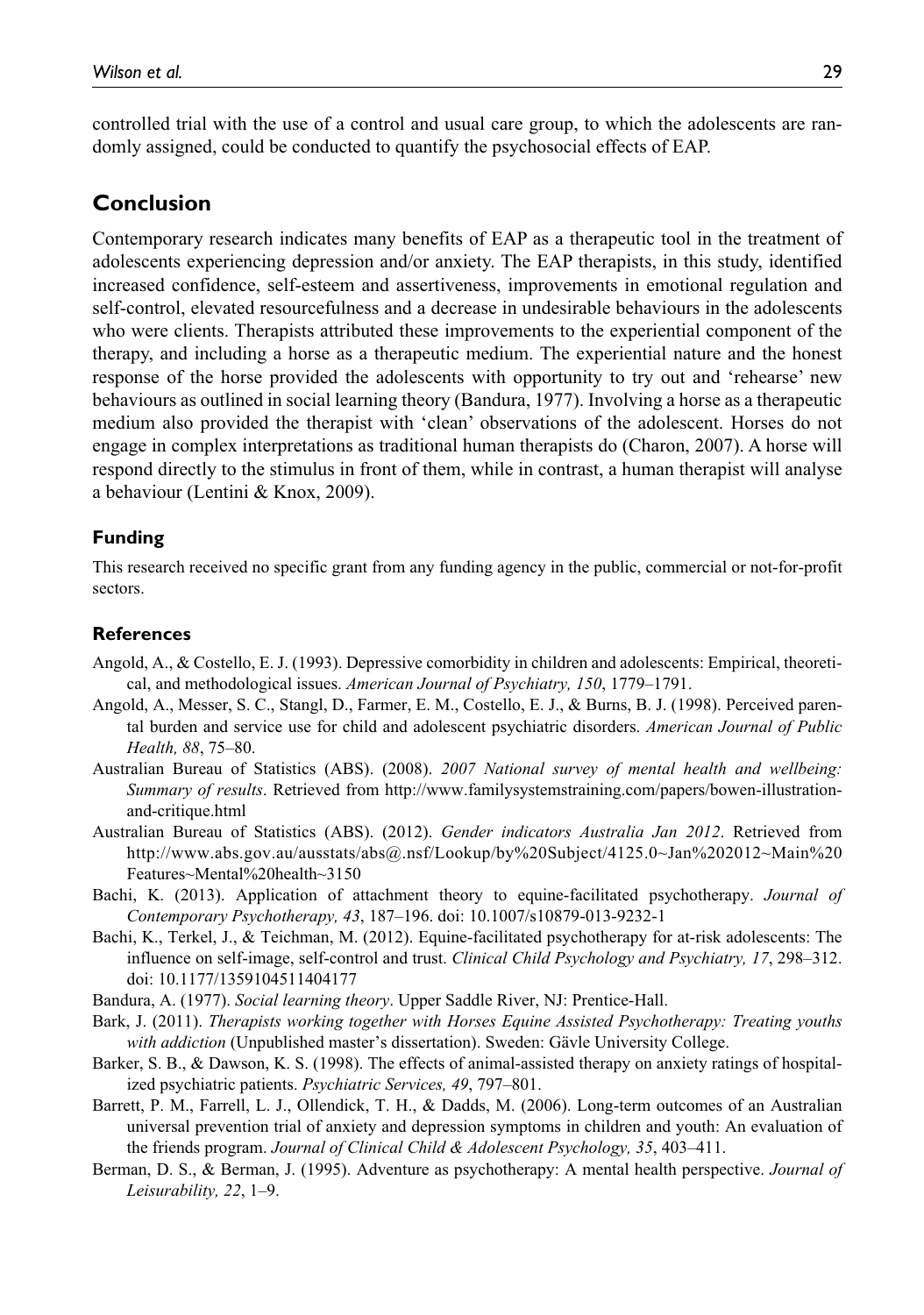controlled trial with the use of a control and usual care group, to which the adolescents are randomly assigned, could be conducted to quantify the psychosocial effects of EAP.

## Conclusion

Contemporary research indicates many benefits of EAP as a therapeutic tool in the treatment of adolescents experiencing depression and/or anxiety. The EAP therapists, in this study, identified increased confidence, self-esteem and assertiveness, improvements in emotional regulation and self-control, elevated resourcefulness and a decrease in undesirable behaviours in the adolescents who were clients. Therapists attributed these improvements to the experiential component of the therapy, and including a horse as a therapeutic medium. The experiential nature and the honest response of the horse provided the adolescents with opportunity to try out and 'rehearse' new behaviours as outlined in social learning theory (Bandura, 1977). Involving a horse as a therapeutic medium also provided the therapist with 'clean' observations of the adolescent. Horses do not engage in complex interpretations as traditional human therapists do (Charon, 2007). A horse will respond directly to the stimulus in front of them, while in contrast, a human therapist will analyse a behaviour (Lentini & Knox, 2009).

### Funding

This research received no specific grant from any funding agency in the public, commercial or not-for-profit sectors.

### References

Angold, A., & Costello, E. J. (1993). Depressive comorbidity in children and adolescents: Empirical, theoretical, and methodological issues. *American Journal of Psychiatry, 150*, 1779–1791.

Angold, A., Messer, S. C., Stangl, D., Farmer, E. M., Costello, E. J., & Burns, B. J. (1998). Perceived parental burden and service use for child and adolescent psychiatric disorders. *American Journal of Public Health, 88*, 75–80.

Australian Bureau of Statistics (ABS). (2008). *2007 National survey of mental health and wellbeing: Summary of results*. Retrieved from http://www.familysystemstraining.com/papers/bowen-illustration-and-critique.html

Australian Bureau of Statistics (ABS). (2012). *Gender indicators Australia Jan 2012*. Retrieved from http://www.abs.gov.au/ausstats/abs@.nsf/Lookup/by%20Subject/4125.0~Jan%202012~Main%20Features~Mental%20health~3150

Bachi, K. (2013). Application of attachment theory to equine-facilitated psychotherapy. *Journal of Contemporary Psychotherapy, 43*, 187–196. doi: 10.1007/s10879-013-9232-1

Bachi, K., Terkel, J., & Teichman, M. (2012). Equine-facilitated psychotherapy for at-risk adolescents: The influence on self-image, self-control and trust. *Clinical Child Psychology and Psychiatry, 17*, 298–312. doi: 10.1177/1359104511404177

Bandura, A. (1977). *Social learning theory*. Upper Saddle River, NJ: Prentice-Hall.

Bark, J. (2011). *Therapists working together with Horses Equine Assisted Psychotherapy: Treating youths with addiction* (Unpublished master's dissertation). Sweden: Gävle University College.

Barker, S. B., & Dawson, K. S. (1998). The effects of animal-assisted therapy on anxiety ratings of hospitalized psychiatric patients. *Psychiatric Services, 49*, 797–801.

Barrett, P. M., Farrell, L. J., Ollendick, T. H., & Dadds, M. (2006). Long-term outcomes of an Australian universal prevention trial of anxiety and depression symptoms in children and youth: An evaluation of the friends program. *Journal of Clinical Child & Adolescent Psychology, 35*, 403–411.

Berman, D. S., & Berman, J. (1995). Adventure as psychotherapy: A mental health perspective. *Journal of Leisurability, 22*, 1–9.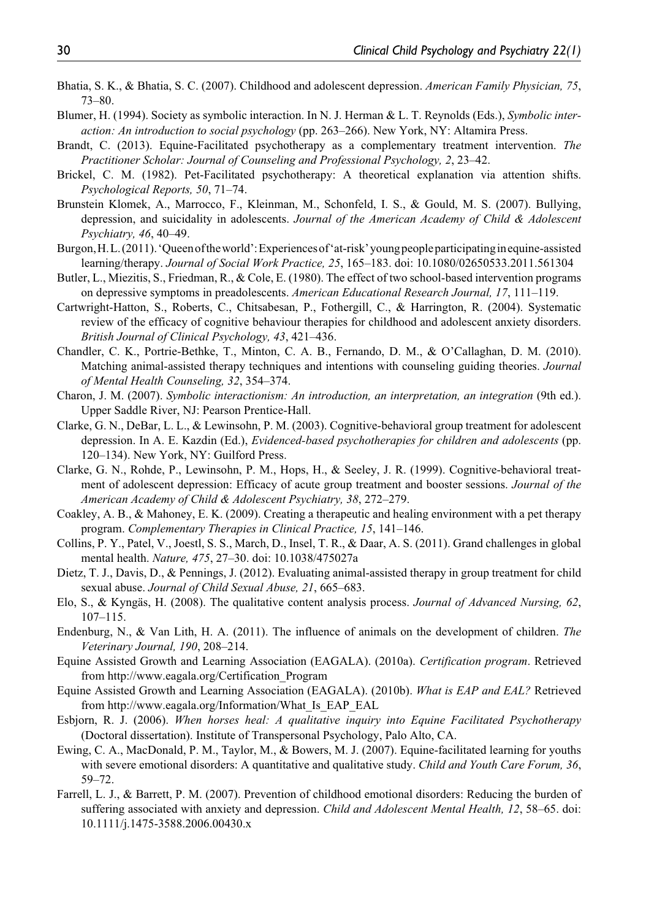Bhatia, S. K., & Bhatia, S. C. (2007). Childhood and adolescent depression. *American Family Physician, 75*, 73–80.

Blumer, H. (1994). Society as symbolic interaction. In N. J. Herman & L. T. Reynolds (Eds.), *Symbolic interaction: An introduction to social psychology* (pp. 263–266). New York, NY: Altamira Press.

Brandt, C. (2013). Equine-Facilitated psychotherapy as a complementary treatment intervention. *The Practitioner Scholar: Journal of Counseling and Professional Psychology, 2*, 23–42.

Brickel, C. M. (1982). Pet-Facilitated psychotherapy: A theoretical explanation via attention shifts. *Psychological Reports, 50*, 71–74.

Brunstein Klomek, A., Marrocco, F., Kleinman, M., Schonfeld, I. S., & Gould, M. S. (2007). Bullying, depression, and suicidality in adolescents. *Journal of the American Academy of Child & Adolescent Psychiatry, 46*, 40–49.

Burgon, H. L. (2011). 'Queen of the world': Experiences of 'at-risk' young people participating in equine-assisted learning/therapy. *Journal of Social Work Practice, 25*, 165–183. doi: 10.1080/02650533.2011.561304

Butler, L., Miezitis, S., Friedman, R., & Cole, E. (1980). The effect of two school-based intervention programs on depressive symptoms in preadolescents. *American Educational Research Journal, 17*, 111–119.

Cartwright-Hatton, S., Roberts, C., Chitsabesan, P., Fothergill, C., & Harrington, R. (2004). Systematic review of the efficacy of cognitive behaviour therapies for childhood and adolescent anxiety disorders. *British Journal of Clinical Psychology, 43*, 421–436.

Chandler, C. K., Portrie-Bethke, T., Minton, C. A. B., Fernando, D. M., & O'Callaghan, D. M. (2010). Matching animal-assisted therapy techniques and intentions with counseling guiding theories. *Journal of Mental Health Counseling, 32*, 354–374.

Charon, J. M. (2007). *Symbolic interactionism: An introduction, an interpretation, an integration* (9th ed.). Upper Saddle River, NJ: Pearson Prentice-Hall.

Clarke, G. N., DeBar, L. L., & Lewinsohn, P. M. (2003). Cognitive-behavioral group treatment for adolescent depression. In A. E. Kazdin (Ed.), *Evidenced-based psychotherapies for children and adolescents* (pp. 120–134). New York, NY: Guilford Press.

Clarke, G. N., Rohde, P., Lewinsohn, P. M., Hops, H., & Seeley, J. R. (1999). Cognitive-behavioral treatment of adolescent depression: Efficacy of acute group treatment and booster sessions. *Journal of the American Academy of Child & Adolescent Psychiatry, 38*, 272–279.

Coakley, A. B., & Mahoney, E. K. (2009). Creating a therapeutic and healing environment with a pet therapy program. *Complementary Therapies in Clinical Practice, 15*, 141–146.

Collins, P. Y., Patel, V., Joestl, S. S., March, D., Insel, T. R., & Daar, A. S. (2011). Grand challenges in global mental health. *Nature, 475*, 27–30. doi: 10.1038/475027a

Dietz, T. J., Davis, D., & Pennings, J. (2012). Evaluating animal-assisted therapy in group treatment for child sexual abuse. *Journal of Child Sexual Abuse, 21*, 665–683.

Elo, S., & Kyngäs, H. (2008). The qualitative content analysis process. *Journal of Advanced Nursing, 62*, 107–115.

Endenburg, N., & Van Lith, H. A. (2011). The influence of animals on the development of children. *The Veterinary Journal, 190*, 208–214.

Equine Assisted Growth and Learning Association (EAGALA). (2010a). *Certification program*. Retrieved from http://www.eagala.org/Certification_Program

Equine Assisted Growth and Learning Association (EAGALA). (2010b). *What is EAP and EAL?* Retrieved from http://www.eagala.org/Information/What_Is_EAP_EAL

Esbjorn, R. J. (2006). *When horses heal: A qualitative inquiry into Equine Facilitated Psychotherapy* (Doctoral dissertation). Institute of Transpersonal Psychology, Palo Alto, CA.

Ewing, C. A., MacDonald, P. M., Taylor, M., & Bowers, M. J. (2007). Equine-facilitated learning for youths with severe emotional disorders: A quantitative and qualitative study. *Child and Youth Care Forum, 36*, 59–72.

Farrell, L. J., & Barrett, P. M. (2007). Prevention of childhood emotional disorders: Reducing the burden of suffering associated with anxiety and depression. *Child and Adolescent Mental Health, 12*, 58–65. doi: 10.1111/j.1475-3588.2006.00430.x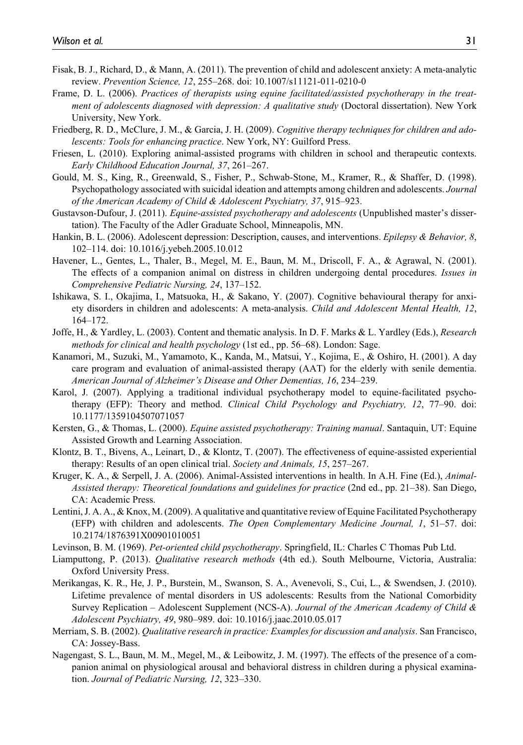Fisak, B. J., Richard, D., & Mann, A. (2011). The prevention of child and adolescent anxiety: A meta-analytic review. *Prevention Science, 12*, 255–268. doi: 10.1007/s11121-011-0210-0

Frame, D. L. (2006). *Practices of therapists using equine facilitated/assisted psychotherapy in the treatment of adolescents diagnosed with depression: A qualitative study* (Doctoral dissertation). New York University, New York.

Friedberg, R. D., McClure, J. M., & Garcia, J. H. (2009). *Cognitive therapy techniques for children and adolescents: Tools for enhancing practice*. New York, NY: Guilford Press.

Friesen, L. (2010). Exploring animal-assisted programs with children in school and therapeutic contexts. *Early Childhood Education Journal, 37*, 261–267.

Gould, M. S., King, R., Greenwald, S., Fisher, P., Schwab-Stone, M., Kramer, R., & Shaffer, D. (1998). Psychopathology associated with suicidal ideation and attempts among children and adolescents. *Journal of the American Academy of Child & Adolescent Psychiatry, 37*, 915–923.

Gustavson-Dufour, J. (2011). *Equine-assisted psychotherapy and adolescents* (Unpublished master's dissertation). The Faculty of the Adler Graduate School, Minneapolis, MN.

Hankin, B. L. (2006). Adolescent depression: Description, causes, and interventions. *Epilepsy & Behavior, 8*, 102–114. doi: 10.1016/j.yebeh.2005.10.012

Havener, L., Gentes, L., Thaler, B., Megel, M. E., Baun, M. M., Driscoll, F. A., & Agrawal, N. (2001). The effects of a companion animal on distress in children undergoing dental procedures. *Issues in Comprehensive Pediatric Nursing, 24*, 137–152.

Ishikawa, S. I., Okajima, I., Matsuoka, H., & Sakano, Y. (2007). Cognitive behavioural therapy for anxiety disorders in children and adolescents: A meta-analysis. *Child and Adolescent Mental Health, 12*, 164–172.

Joffe, H., & Yardley, L. (2003). Content and thematic analysis. In D. F. Marks & L. Yardley (Eds.), *Research methods for clinical and health psychology* (1st ed., pp. 56–68). London: Sage.

Kanamori, M., Suzuki, M., Yamamoto, K., Kanda, M., Matsui, Y., Kojima, E., & Oshiro, H. (2001). A day care program and evaluation of animal-assisted therapy (AAT) for the elderly with senile dementia. *American Journal of Alzheimer's Disease and Other Dementias, 16*, 234–239.

Karol, J. (2007). Applying a traditional individual psychotherapy model to equine-facilitated psychotherapy (EFP): Theory and method. *Clinical Child Psychology and Psychiatry, 12*, 77–90. doi: 10.1177/1359104507071057

Kersten, G., & Thomas, L. (2000). *Equine assisted psychotherapy: Training manual*. Santaquin, UT: Equine Assisted Growth and Learning Association.

Klontz, B. T., Bivens, A., Leinart, D., & Klontz, T. (2007). The effectiveness of equine-assisted experiential therapy: Results of an open clinical trial. *Society and Animals, 15*, 257–267.

Kruger, K. A., & Serpell, J. A. (2006). Animal-Assisted interventions in health. In A.H. Fine (Ed.), *Animal-Assisted therapy: Theoretical foundations and guidelines for practice* (2nd ed., pp. 21–38). San Diego, CA: Academic Press.

Lentini, J. A. A., & Knox, M. (2009). A qualitative and quantitative review of Equine Facilitated Psychotherapy (EFP) with children and adolescents. *The Open Complementary Medicine Journal, 1*, 51–57. doi: 10.2174/1876391X00901010051

Levinson, B. M. (1969). *Pet-oriented child psychotherapy*. Springfield, IL: Charles C Thomas Pub Ltd.

Liamputtong, P. (2013). *Qualitative research methods* (4th ed.). South Melbourne, Victoria, Australia: Oxford University Press.

Merikangas, K. R., He, J. P., Burstein, M., Swanson, S. A., Avenevoli, S., Cui, L., & Swendsen, J. (2010). Lifetime prevalence of mental disorders in US adolescents: Results from the National Comorbidity Survey Replication – Adolescent Supplement (NCS-A). *Journal of the American Academy of Child & Adolescent Psychiatry, 49*, 980–989. doi: 10.1016/j.jaac.2010.05.017

Merriam, S. B. (2002). *Qualitative research in practice: Examples for discussion and analysis*. San Francisco, CA: Jossey-Bass.

Nagengast, S. L., Baun, M. M., Megel, M., & Leibowitz, J. M. (1997). The effects of the presence of a companion animal on physiological arousal and behavioral distress in children during a physical examination. *Journal of Pediatric Nursing, 12*, 323–330.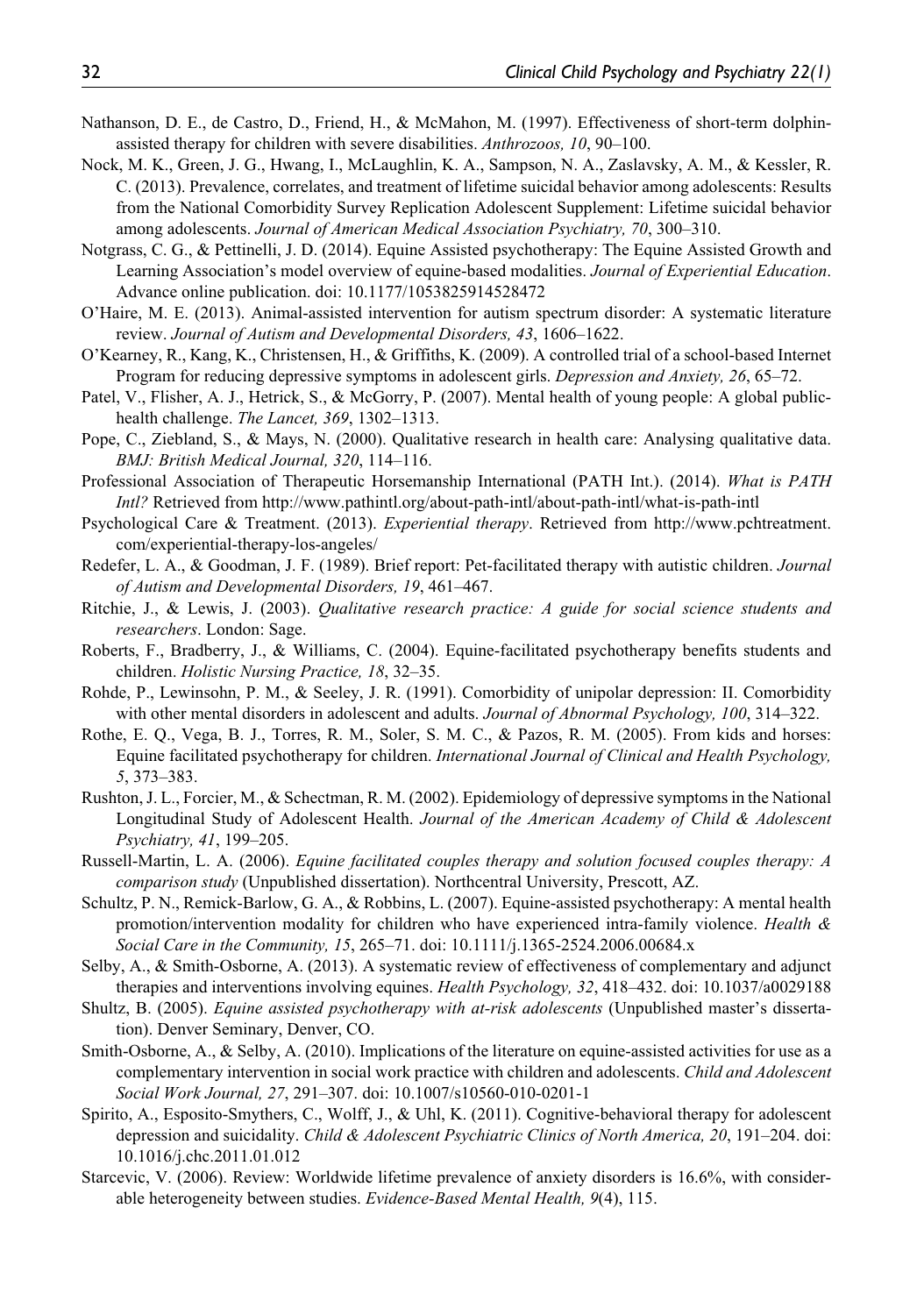Nathanson, D. E., de Castro, D., Friend, H., & McMahon, M. (1997). Effectiveness of short-term dolphin-assisted therapy for children with severe disabilities. *Anthrozoos, 10*, 90–100.

Nock, M. K., Green, J. G., Hwang, I., McLaughlin, K. A., Sampson, N. A., Zaslavsky, A. M., & Kessler, R. C. (2013). Prevalence, correlates, and treatment of lifetime suicidal behavior among adolescents: Results from the National Comorbidity Survey Replication Adolescent Supplement: Lifetime suicidal behavior among adolescents. *Journal of American Medical Association Psychiatry, 70*, 300–310.

Notgrass, C. G., & Pettinelli, J. D. (2014). Equine Assisted psychotherapy: The Equine Assisted Growth and Learning Association's model overview of equine-based modalities. *Journal of Experiential Education*. Advance online publication. doi: 10.1177/1053825914528472

O'Haire, M. E. (2013). Animal-assisted intervention for autism spectrum disorder: A systematic literature review. *Journal of Autism and Developmental Disorders, 43*, 1606–1622.

O'Kearney, R., Kang, K., Christensen, H., & Griffiths, K. (2009). A controlled trial of a school-based Internet Program for reducing depressive symptoms in adolescent girls. *Depression and Anxiety, 26*, 65–72.

Patel, V., Flisher, A. J., Hetrick, S., & McGorry, P. (2007). Mental health of young people: A global public-health challenge. *The Lancet, 369*, 1302–1313.

Pope, C., Ziebland, S., & Mays, N. (2000). Qualitative research in health care: Analysing qualitative data. *BMJ: British Medical Journal, 320*, 114–116.

Professional Association of Therapeutic Horsemanship International (PATH Int.). (2014). *What is PATH Intl?* Retrieved from http://www.pathintl.org/about-path-intl/about-path-intl/what-is-path-intl

Psychological Care & Treatment. (2013). *Experiential therapy*. Retrieved from http://www.pchtreatment.com/experiential-therapy-los-angeles/

Redefer, L. A., & Goodman, J. F. (1989). Brief report: Pet-facilitated therapy with autistic children. *Journal of Autism and Developmental Disorders, 19*, 461–467.

Ritchie, J., & Lewis, J. (2003). *Qualitative research practice: A guide for social science students and researchers*. London: Sage.

Roberts, F., Bradberry, J., & Williams, C. (2004). Equine-facilitated psychotherapy benefits students and children. *Holistic Nursing Practice, 18*, 32–35.

Rohde, P., Lewinsohn, P. M., & Seeley, J. R. (1991). Comorbidity of unipolar depression: II. Comorbidity with other mental disorders in adolescent and adults. *Journal of Abnormal Psychology, 100*, 314–322.

Rothe, E. Q., Vega, B. J., Torres, R. M., Soler, S. M. C., & Pazos, R. M. (2005). From kids and horses: Equine facilitated psychotherapy for children. *International Journal of Clinical and Health Psychology, 5*, 373–383.

Rushton, J. L., Forcier, M., & Schectman, R. M. (2002). Epidemiology of depressive symptoms in the National Longitudinal Study of Adolescent Health. *Journal of the American Academy of Child & Adolescent Psychiatry, 41*, 199–205.

Russell-Martin, L. A. (2006). *Equine facilitated couples therapy and solution focused couples therapy: A comparison study* (Unpublished dissertation). Northcentral University, Prescott, AZ.

Schultz, P. N., Remick-Barlow, G. A., & Robbins, L. (2007). Equine-assisted psychotherapy: A mental health promotion/intervention modality for children who have experienced intra-family violence. *Health & Social Care in the Community, 15*, 265–71. doi: 10.1111/j.1365-2524.2006.00684.x

Selby, A., & Smith-Osborne, A. (2013). A systematic review of effectiveness of complementary and adjunct therapies and interventions involving equines. *Health Psychology, 32*, 418–432. doi: 10.1037/a0029188

Shultz, B. (2005). *Equine assisted psychotherapy with at-risk adolescents* (Unpublished master's dissertation). Denver Seminary, Denver, CO.

Smith-Osborne, A., & Selby, A. (2010). Implications of the literature on equine-assisted activities for use as a complementary intervention in social work practice with children and adolescents. *Child and Adolescent Social Work Journal, 27*, 291–307. doi: 10.1007/s10560-010-0201-1

Spirito, A., Esposito-Smythers, C., Wolff, J., & Uhl, K. (2011). Cognitive-behavioral therapy for adolescent depression and suicidality. *Child & Adolescent Psychiatric Clinics of North America, 20*, 191–204. doi: 10.1016/j.chc.2011.01.012

Starcevic, V. (2006). Review: Worldwide lifetime prevalence of anxiety disorders is 16.6%, with considerable heterogeneity between studies. *Evidence-Based Mental Health, 9*(4), 115.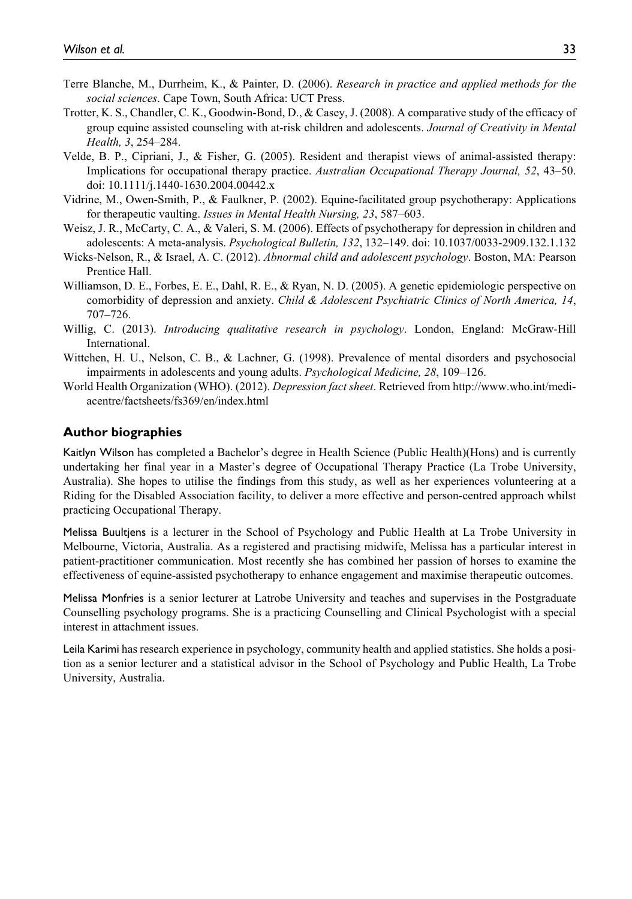Terre Blanche, M., Durrheim, K., & Painter, D. (2006). *Research in practice and applied methods for the social sciences*. Cape Town, South Africa: UCT Press.

Trotter, K. S., Chandler, C. K., Goodwin-Bond, D., & Casey, J. (2008). A comparative study of the efficacy of group equine assisted counseling with at-risk children and adolescents. *Journal of Creativity in Mental Health, 3*, 254–284.

Velde, B. P., Cipriani, J., & Fisher, G. (2005). Resident and therapist views of animal-assisted therapy: Implications for occupational therapy practice. *Australian Occupational Therapy Journal, 52*, 43–50. doi: 10.1111/j.1440-1630.2004.00442.x

Vidrine, M., Owen-Smith, P., & Faulkner, P. (2002). Equine-facilitated group psychotherapy: Applications for therapeutic vaulting. *Issues in Mental Health Nursing, 23*, 587–603.

Weisz, J. R., McCarty, C. A., & Valeri, S. M. (2006). Effects of psychotherapy for depression in children and adolescents: A meta-analysis. *Psychological Bulletin, 132*, 132–149. doi: 10.1037/0033-2909.132.1.132

Wicks-Nelson, R., & Israel, A. C. (2012). *Abnormal child and adolescent psychology*. Boston, MA: Pearson Prentice Hall.

Williamson, D. E., Forbes, E. E., Dahl, R. E., & Ryan, N. D. (2005). A genetic epidemiologic perspective on comorbidity of depression and anxiety. *Child & Adolescent Psychiatric Clinics of North America, 14*, 707–726.

Willig, C. (2013). *Introducing qualitative research in psychology*. London, England: McGraw-Hill International.

Wittchen, H. U., Nelson, C. B., & Lachner, G. (1998). Prevalence of mental disorders and psychosocial impairments in adolescents and young adults. *Psychological Medicine, 28*, 109–126.

World Health Organization (WHO). (2012). *Depression fact sheet*. Retrieved from http://www.who.int/mediacentre/factsheets/fs369/en/index.html

## Author biographies

Kaitlyn Wilson has completed a Bachelor's degree in Health Science (Public Health)(Hons) and is currently undertaking her final year in a Master's degree of Occupational Therapy Practice (La Trobe University, Australia). She hopes to utilise the findings from this study, as well as her experiences volunteering at a Riding for the Disabled Association facility, to deliver a more effective and person-centred approach whilst practicing Occupational Therapy.

Melissa Buultjens is a lecturer in the School of Psychology and Public Health at La Trobe University in Melbourne, Victoria, Australia. As a registered and practising midwife, Melissa has a particular interest in patient-practitioner communication. Most recently she has combined her passion of horses to examine the effectiveness of equine-assisted psychotherapy to enhance engagement and maximise therapeutic outcomes.

Melissa Monfries is a senior lecturer at Latrobe University and teaches and supervises in the Postgraduate Counselling psychology programs. She is a practicing Counselling and Clinical Psychologist with a special interest in attachment issues.

Leila Karimi has research experience in psychology, community health and applied statistics. She holds a position as a senior lecturer and a statistical advisor in the School of Psychology and Public Health, La Trobe University, Australia.